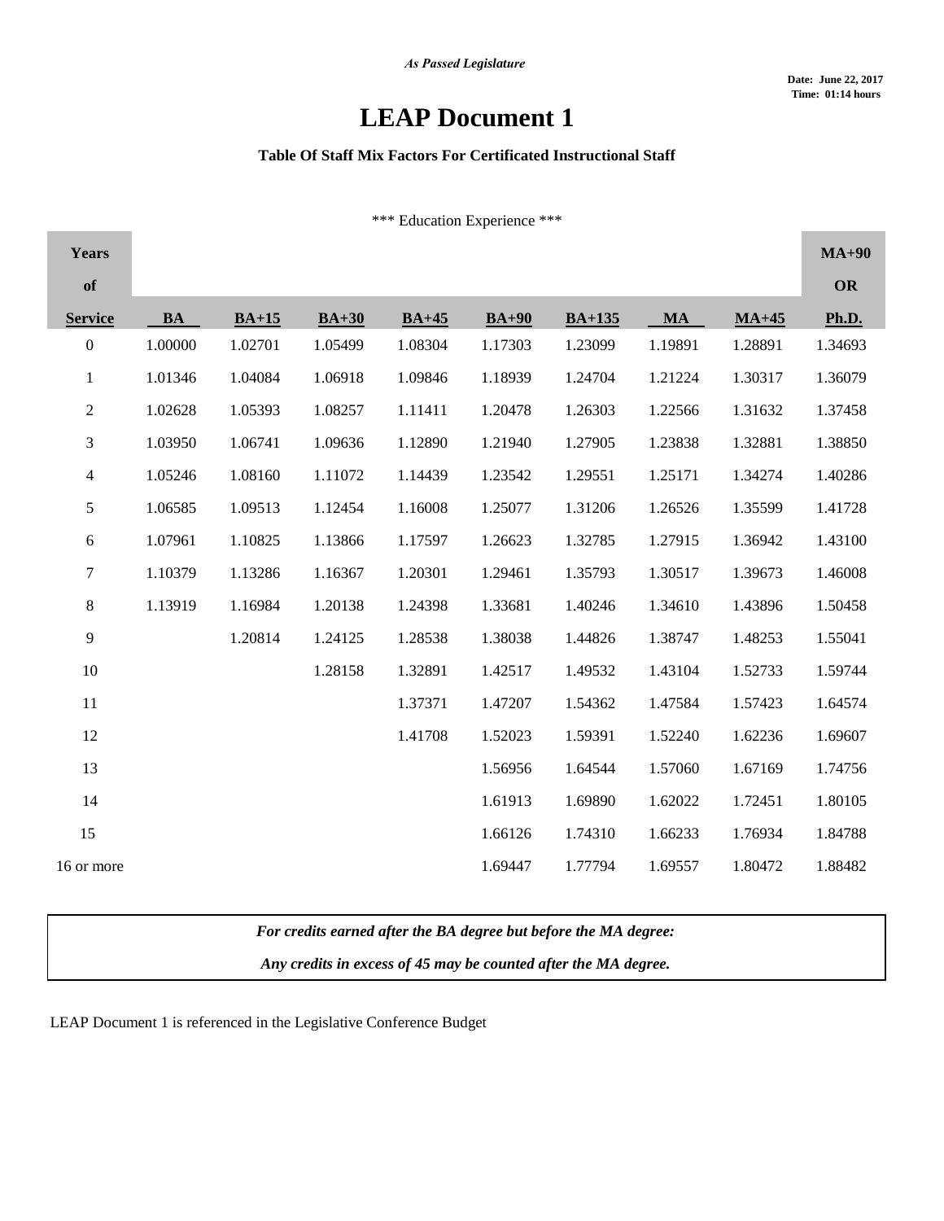*As Passed Legislature*

**Date: June 22, 2017**
**Time: 01:14 hours**

# LEAP Document 1

### Table Of Staff Mix Factors For Certificated Instructional Staff

\*\*\* Education Experience \*\*\*

| Years of Service | BA | BA+15 | BA+30 | BA+45 | BA+90 | BA+135 | MA | MA+45 | MA+90 OR Ph.D. |
|---|---|---|---|---|---|---|---|---|---|
| 0 | 1.00000 | 1.02701 | 1.05499 | 1.08304 | 1.17303 | 1.23099 | 1.19891 | 1.28891 | 1.34693 |
| 1 | 1.01346 | 1.04084 | 1.06918 | 1.09846 | 1.18939 | 1.24704 | 1.21224 | 1.30317 | 1.36079 |
| 2 | 1.02628 | 1.05393 | 1.08257 | 1.11411 | 1.20478 | 1.26303 | 1.22566 | 1.31632 | 1.37458 |
| 3 | 1.03950 | 1.06741 | 1.09636 | 1.12890 | 1.21940 | 1.27905 | 1.23838 | 1.32881 | 1.38850 |
| 4 | 1.05246 | 1.08160 | 1.11072 | 1.14439 | 1.23542 | 1.29551 | 1.25171 | 1.34274 | 1.40286 |
| 5 | 1.06585 | 1.09513 | 1.12454 | 1.16008 | 1.25077 | 1.31206 | 1.26526 | 1.35599 | 1.41728 |
| 6 | 1.07961 | 1.10825 | 1.13866 | 1.17597 | 1.26623 | 1.32785 | 1.27915 | 1.36942 | 1.43100 |
| 7 | 1.10379 | 1.13286 | 1.16367 | 1.20301 | 1.29461 | 1.35793 | 1.30517 | 1.39673 | 1.46008 |
| 8 | 1.13919 | 1.16984 | 1.20138 | 1.24398 | 1.33681 | 1.40246 | 1.34610 | 1.43896 | 1.50458 |
| 9 | | 1.20814 | 1.24125 | 1.28538 | 1.38038 | 1.44826 | 1.38747 | 1.48253 | 1.55041 |
| 10 | | | 1.28158 | 1.32891 | 1.42517 | 1.49532 | 1.43104 | 1.52733 | 1.59744 |
| 11 | | | | 1.37371 | 1.47207 | 1.54362 | 1.47584 | 1.57423 | 1.64574 |
| 12 | | | | 1.41708 | 1.52023 | 1.59391 | 1.52240 | 1.62236 | 1.69607 |
| 13 | | | | | 1.56956 | 1.64544 | 1.57060 | 1.67169 | 1.74756 |
| 14 | | | | | 1.61913 | 1.69890 | 1.62022 | 1.72451 | 1.80105 |
| 15 | | | | | 1.66126 | 1.74310 | 1.66233 | 1.76934 | 1.84788 |
| 16 or more | | | | | 1.69447 | 1.77794 | 1.69557 | 1.80472 | 1.88482 |

***For credits earned after the BA degree but before the MA degree:***

***Any credits in excess of 45 may be counted after the MA degree.***

LEAP Document 1 is referenced in the Legislative Conference Budget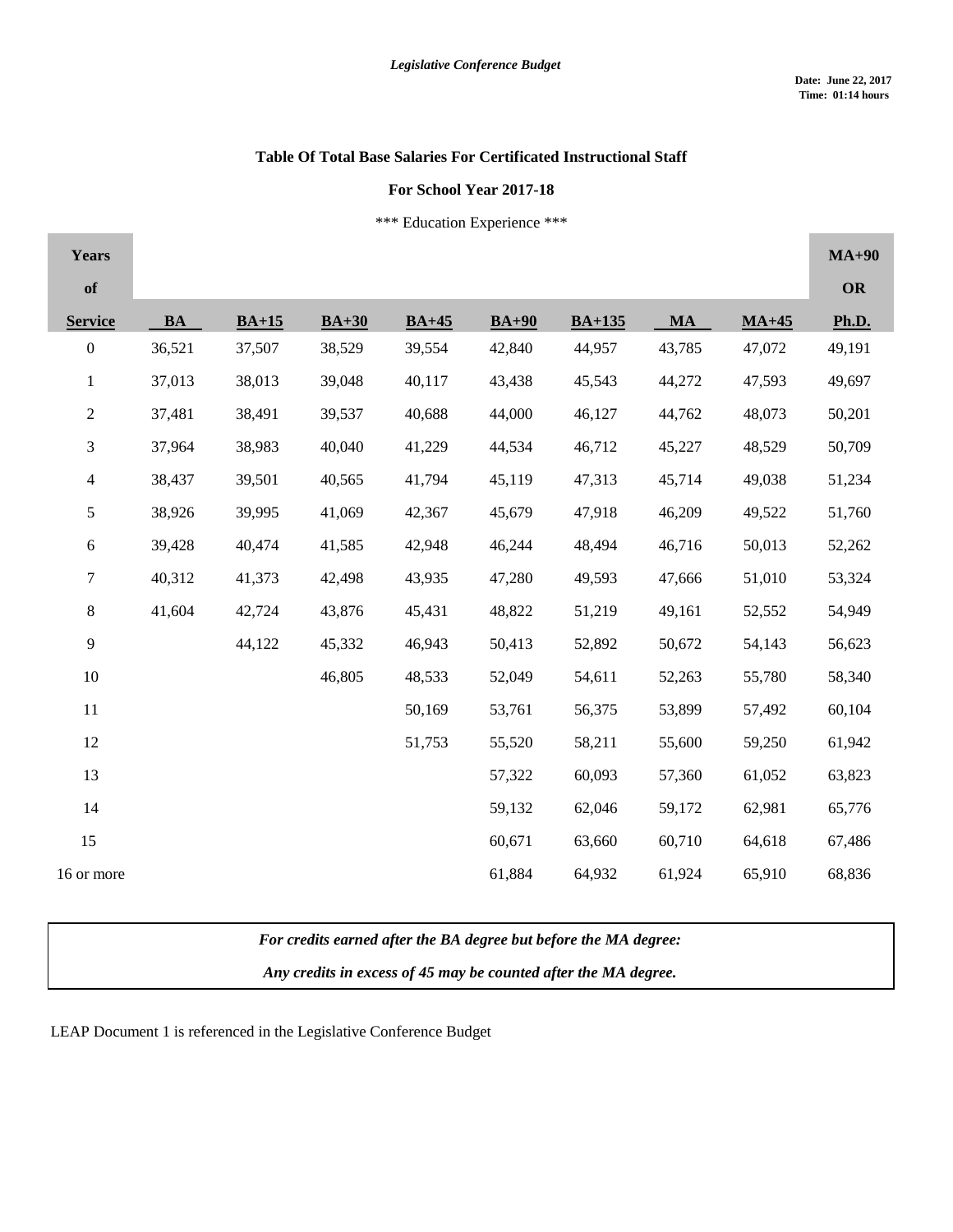*Legislative Conference Budget*

**Date: June 22, 2017**
**Time: 01:14 hours**

**Table Of Total Base Salaries For Certificated Instructional Staff**

**For School Year 2017-18**

\*\*\* Education Experience \*\*\*

| Years of Service | BA | BA+15 | BA+30 | BA+45 | BA+90 | BA+135 | MA | MA+45 | MA+90 OR Ph.D. |
|---|---|---|---|---|---|---|---|---|---|
| 0 | 36,521 | 37,507 | 38,529 | 39,554 | 42,840 | 44,957 | 43,785 | 47,072 | 49,191 |
| 1 | 37,013 | 38,013 | 39,048 | 40,117 | 43,438 | 45,543 | 44,272 | 47,593 | 49,697 |
| 2 | 37,481 | 38,491 | 39,537 | 40,688 | 44,000 | 46,127 | 44,762 | 48,073 | 50,201 |
| 3 | 37,964 | 38,983 | 40,040 | 41,229 | 44,534 | 46,712 | 45,227 | 48,529 | 50,709 |
| 4 | 38,437 | 39,501 | 40,565 | 41,794 | 45,119 | 47,313 | 45,714 | 49,038 | 51,234 |
| 5 | 38,926 | 39,995 | 41,069 | 42,367 | 45,679 | 47,918 | 46,209 | 49,522 | 51,760 |
| 6 | 39,428 | 40,474 | 41,585 | 42,948 | 46,244 | 48,494 | 46,716 | 50,013 | 52,262 |
| 7 | 40,312 | 41,373 | 42,498 | 43,935 | 47,280 | 49,593 | 47,666 | 51,010 | 53,324 |
| 8 | 41,604 | 42,724 | 43,876 | 45,431 | 48,822 | 51,219 | 49,161 | 52,552 | 54,949 |
| 9 | | 44,122 | 45,332 | 46,943 | 50,413 | 52,892 | 50,672 | 54,143 | 56,623 |
| 10 | | | 46,805 | 48,533 | 52,049 | 54,611 | 52,263 | 55,780 | 58,340 |
| 11 | | | | 50,169 | 53,761 | 56,375 | 53,899 | 57,492 | 60,104 |
| 12 | | | | 51,753 | 55,520 | 58,211 | 55,600 | 59,250 | 61,942 |
| 13 | | | | | 57,322 | 60,093 | 57,360 | 61,052 | 63,823 |
| 14 | | | | | 59,132 | 62,046 | 59,172 | 62,981 | 65,776 |
| 15 | | | | | 60,671 | 63,660 | 60,710 | 64,618 | 67,486 |
| 16 or more | | | | | 61,884 | 64,932 | 61,924 | 65,910 | 68,836 |

*For credits earned after the BA degree but before the MA degree:*
*Any credits in excess of 45 may be counted after the MA degree.*

LEAP Document 1 is referenced in the Legislative Conference Budget